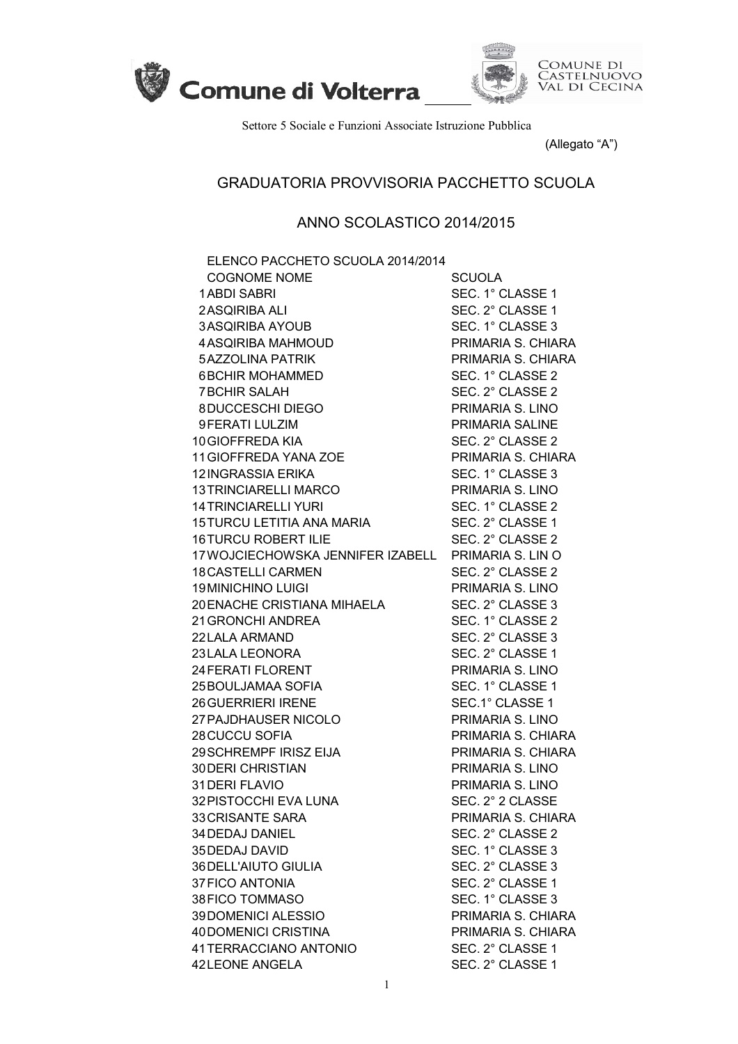Comune di Volterra

COMUNE DI CASTELNUOVO VAL DI CECINA

Settore 5 Sociale e Funzioni Associate Istruzione Pubblica

(Allegato "A")

# GRADUATORIA PROVVISORIA PACCHETTO SCUOLA

## ANNO SCOLASTICO 2014/2015

ELENCO PACCHETO SCUOLA 2014/2014

| | COGNOME NOME | SCUOLA |
|---|---|---|
| 1 | ABDI SABRI | SEC. 1° CLASSE 1 |
| 2 | ASQIRIBA ALI | SEC. 2° CLASSE 1 |
| 3 | ASQIRIBA AYOUB | SEC. 1° CLASSE 3 |
| 4 | ASQIRIBA MAHMOUD | PRIMARIA S. CHIARA |
| 5 | AZZOLINA PATRIK | PRIMARIA S. CHIARA |
| 6 | BCHIR MOHAMMED | SEC. 1° CLASSE 2 |
| 7 | BCHIR SALAH | SEC. 2° CLASSE 2 |
| 8 | DUCCESCHI DIEGO | PRIMARIA S. LINO |
| 9 | FERATI LULZIM | PRIMARIA SALINE |
| 10 | GIOFFREDA KIA | SEC. 2° CLASSE 2 |
| 11 | GIOFFREDA YANA ZOE | PRIMARIA S. CHIARA |
| 12 | INGRASSIA ERIKA | SEC. 1° CLASSE 3 |
| 13 | TRINCIARELLI MARCO | PRIMARIA S. LINO |
| 14 | TRINCIARELLI YURI | SEC. 1° CLASSE 2 |
| 15 | TURCU LETITIA ANA MARIA | SEC. 2° CLASSE 1 |
| 16 | TURCU ROBERT ILIE | SEC. 2° CLASSE 2 |
| 17 | WOJCIECHOWSKA JENNIFER IZABELL | PRIMARIA S. LIN O |
| 18 | CASTELLI CARMEN | SEC. 2° CLASSE 2 |
| 19 | MINICHINO LUIGI | PRIMARIA S. LINO |
| 20 | ENACHE CRISTIANA MIHAELA | SEC. 2° CLASSE 3 |
| 21 | GRONCHI ANDREA | SEC. 1° CLASSE 2 |
| 22 | LALA ARMAND | SEC. 2° CLASSE 3 |
| 23 | LALA LEONORA | SEC. 2° CLASSE 1 |
| 24 | FERATI FLORENT | PRIMARIA S. LINO |
| 25 | BOULJAMAA SOFIA | SEC. 1° CLASSE 1 |
| 26 | GUERRIERI IRENE | SEC.1° CLASSE 1 |
| 27 | PAJDHAUSER NICOLO | PRIMARIA S. LINO |
| 28 | CUCCU SOFIA | PRIMARIA S. CHIARA |
| 29 | SCHREMPF IRISZ EIJA | PRIMARIA S. CHIARA |
| 30 | DERI CHRISTIAN | PRIMARIA S. LINO |
| 31 | DERI FLAVIO | PRIMARIA S. LINO |
| 32 | PISTOCCHI EVA LUNA | SEC. 2° 2 CLASSE |
| 33 | CRISANTE SARA | PRIMARIA S. CHIARA |
| 34 | DEDAJ DANIEL | SEC. 2° CLASSE 2 |
| 35 | DEDAJ DAVID | SEC. 1° CLASSE 3 |
| 36 | DELL'AIUTO GIULIA | SEC. 2° CLASSE 3 |
| 37 | FICO ANTONIA | SEC. 2° CLASSE 1 |
| 38 | FICO TOMMASO | SEC. 1° CLASSE 3 |
| 39 | DOMENICI ALESSIO | PRIMARIA S. CHIARA |
| 40 | DOMENICI CRISTINA | PRIMARIA S. CHIARA |
| 41 | TERRACCIANO ANTONIO | SEC. 2° CLASSE 1 |
| 42 | LEONE ANGELA | SEC. 2° CLASSE 1 |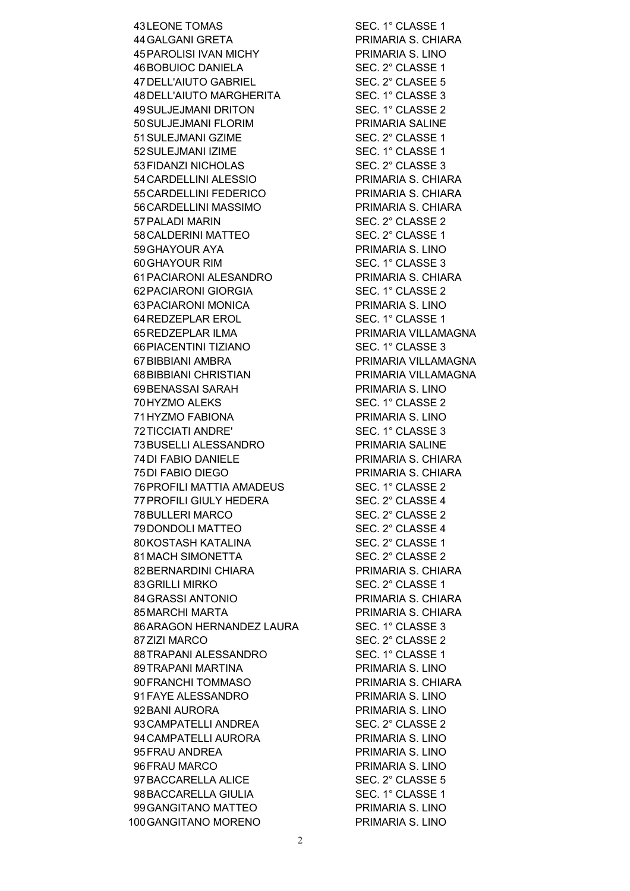| | | |
|---|---|---|
| 43 | LEONE TOMAS | SEC. 1° CLASSE 1 |
| 44 | GALGANI GRETA | PRIMARIA S. CHIARA |
| 45 | PAROLISI IVAN MICHY | PRIMARIA S. LINO |
| 46 | BOBUIOC DANIELA | SEC. 2° CLASSE 1 |
| 47 | DELL'AIUTO GABRIEL | SEC. 2° CLASEE 5 |
| 48 | DELL'AIUTO MARGHERITA | SEC. 1° CLASSE 3 |
| 49 | SULJEJMANI DRITON | SEC. 1° CLASSE 2 |
| 50 | SULJEJMANI FLORIM | PRIMARIA SALINE |
| 51 | SULEJMANI GZIME | SEC. 2° CLASSE 1 |
| 52 | SULEJMANI IZIME | SEC. 1° CLASSE 1 |
| 53 | FIDANZI NICHOLAS | SEC. 2° CLASSE 3 |
| 54 | CARDELLINI ALESSIO | PRIMARIA S. CHIARA |
| 55 | CARDELLINI FEDERICO | PRIMARIA S. CHIARA |
| 56 | CARDELLINI MASSIMO | PRIMARIA S. CHIARA |
| 57 | PALADI MARIN | SEC. 2° CLASSE 2 |
| 58 | CALDERINI MATTEO | SEC. 2° CLASSE 1 |
| 59 | GHAYOUR AYA | PRIMARIA S. LINO |
| 60 | GHAYOUR RIM | SEC. 1° CLASSE 3 |
| 61 | PACIARONI ALESANDRO | PRIMARIA S. CHIARA |
| 62 | PACIARONI GIORGIA | SEC. 1° CLASSE 2 |
| 63 | PACIARONI MONICA | PRIMARIA S. LINO |
| 64 | REDZEPLAR EROL | SEC. 1° CLASSE 1 |
| 65 | REDZEPLAR ILMA | PRIMARIA VILLAMAGNA |
| 66 | PIACENTINI TIZIANO | SEC. 1° CLASSE 3 |
| 67 | BIBBIANI AMBRA | PRIMARIA VILLAMAGNA |
| 68 | BIBBIANI CHRISTIAN | PRIMARIA VILLAMAGNA |
| 69 | BENASSAI SARAH | PRIMARIA S. LINO |
| 70 | HYZMO ALEKS | SEC. 1° CLASSE 2 |
| 71 | HYZMO FABIONA | PRIMARIA S. LINO |
| 72 | TICCIATI ANDRE' | SEC. 1° CLASSE 3 |
| 73 | BUSELLI ALESSANDRO | PRIMARIA SALINE |
| 74 | DI FABIO DANIELE | PRIMARIA S. CHIARA |
| 75 | DI FABIO DIEGO | PRIMARIA S. CHIARA |
| 76 | PROFILI MATTIA AMADEUS | SEC. 1° CLASSE 2 |
| 77 | PROFILI GIULY HEDERA | SEC. 2° CLASSE 4 |
| 78 | BULLERI MARCO | SEC. 2° CLASSE 2 |
| 79 | DONDOLI MATTEO | SEC. 2° CLASSE 4 |
| 80 | KOSTASH KATALINA | SEC. 2° CLASSE 1 |
| 81 | MACH SIMONETTA | SEC. 2° CLASSE 2 |
| 82 | BERNARDINI CHIARA | PRIMARIA S. CHIARA |
| 83 | GRILLI MIRKO | SEC. 2° CLASSE 1 |
| 84 | GRASSI ANTONIO | PRIMARIA S. CHIARA |
| 85 | MARCHI MARTA | PRIMARIA S. CHIARA |
| 86 | ARAGON HERNANDEZ LAURA | SEC. 1° CLASSE 3 |
| 87 | ZIZI MARCO | SEC. 2° CLASSE 2 |
| 88 | TRAPANI ALESSANDRO | SEC. 1° CLASSE 1 |
| 89 | TRAPANI MARTINA | PRIMARIA S. LINO |
| 90 | FRANCHI TOMMASO | PRIMARIA S. CHIARA |
| 91 | FAYE ALESSANDRO | PRIMARIA S. LINO |
| 92 | BANI AURORA | PRIMARIA S. LINO |
| 93 | CAMPATELLI ANDREA | SEC. 2° CLASSE 2 |
| 94 | CAMPATELLI AURORA | PRIMARIA S. LINO |
| 95 | FRAU ANDREA | PRIMARIA S. LINO |
| 96 | FRAU MARCO | PRIMARIA S. LINO |
| 97 | BACCARELLA ALICE | SEC. 2° CLASSE 5 |
| 98 | BACCARELLA GIULIA | SEC. 1° CLASSE 1 |
| 99 | GANGITANO MATTEO | PRIMARIA S. LINO |
| 100 | GANGITANO MORENO | PRIMARIA S. LINO |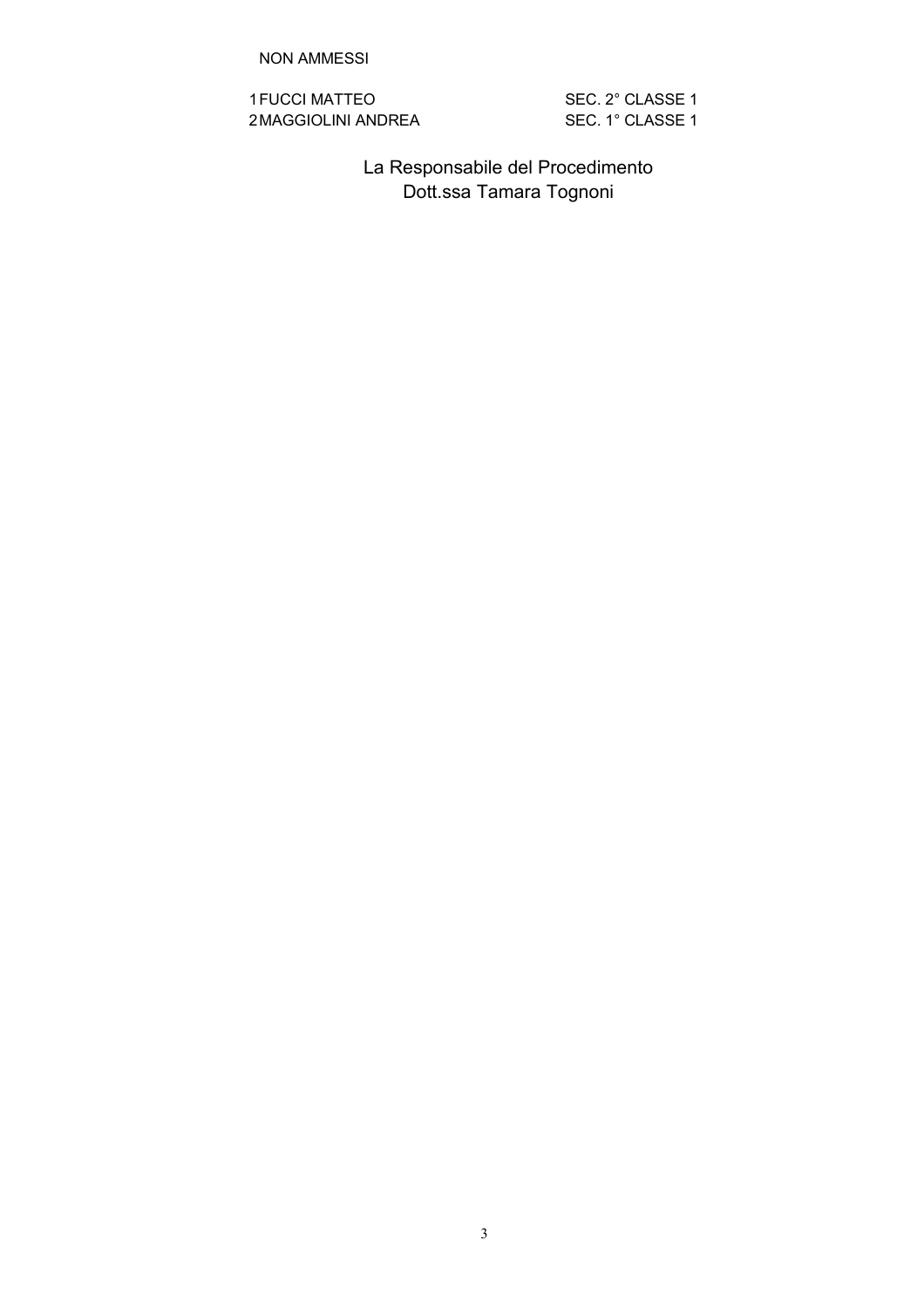NON AMMESSI

| | | |
|---|---|---|
| 1 | FUCCI MATTEO | SEC. 2° CLASSE 1 |
| 2 | MAGGIOLINI ANDREA | SEC. 1° CLASSE 1 |

La Responsabile del Procedimento
Dott.ssa Tamara Tognoni